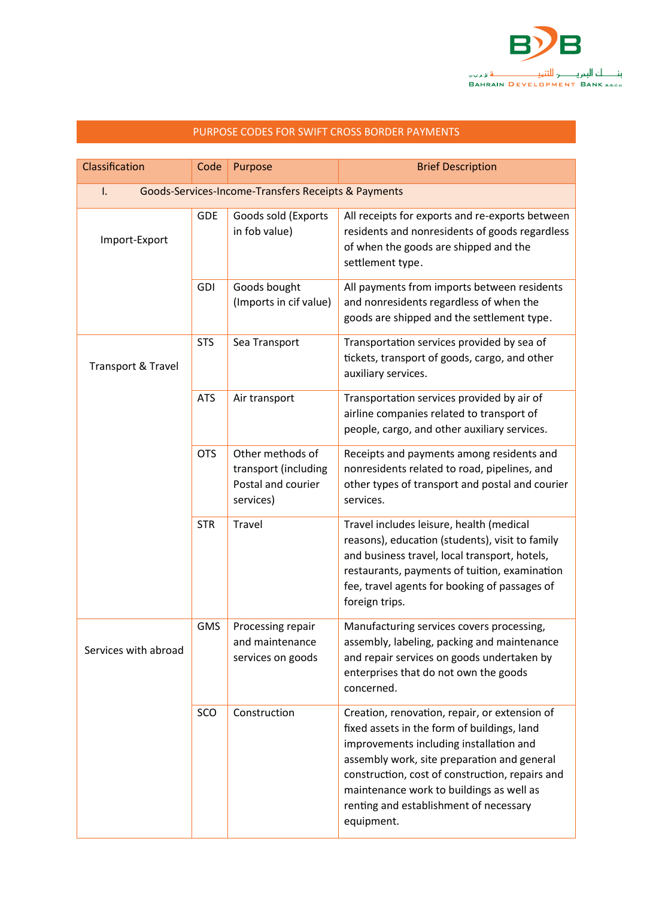## PURPOSE CODES FOR SWIFT CROSS BORDER PAYMENTS

| Classification | Code | Purpose | Brief Description |
|---|---|---|---|
| I. Goods-Services-Income-Transfers Receipts & Payments | | | |
| Import-Export | GDE | Goods sold (Exports in fob value) | All receipts for exports and re-exports between residents and nonresidents of goods regardless of when the goods are shipped and the settlement type. |
| | GDI | Goods bought (Imports in cif value) | All payments from imports between residents and nonresidents regardless of when the goods are shipped and the settlement type. |
| Transport & Travel | STS | Sea Transport | Transportation services provided by sea of tickets, transport of goods, cargo, and other auxiliary services. |
| | ATS | Air transport | Transportation services provided by air of airline companies related to transport of people, cargo, and other auxiliary services. |
| | OTS | Other methods of transport (including Postal and courier services) | Receipts and payments among residents and nonresidents related to road, pipelines, and other types of transport and postal and courier services. |
| | STR | Travel | Travel includes leisure, health (medical reasons), education (students), visit to family and business travel, local transport, hotels, restaurants, payments of tuition, examination fee, travel agents for booking of passages of foreign trips. |
| Services with abroad | GMS | Processing repair and maintenance services on goods | Manufacturing services covers processing, assembly, labeling, packing and maintenance and repair services on goods undertaken by enterprises that do not own the goods concerned. |
| | SCO | Construction | Creation, renovation, repair, or extension of fixed assets in the form of buildings, land improvements including installation and assembly work, site preparation and general construction, cost of construction, repairs and maintenance work to buildings as well as renting and establishment of necessary equipment. |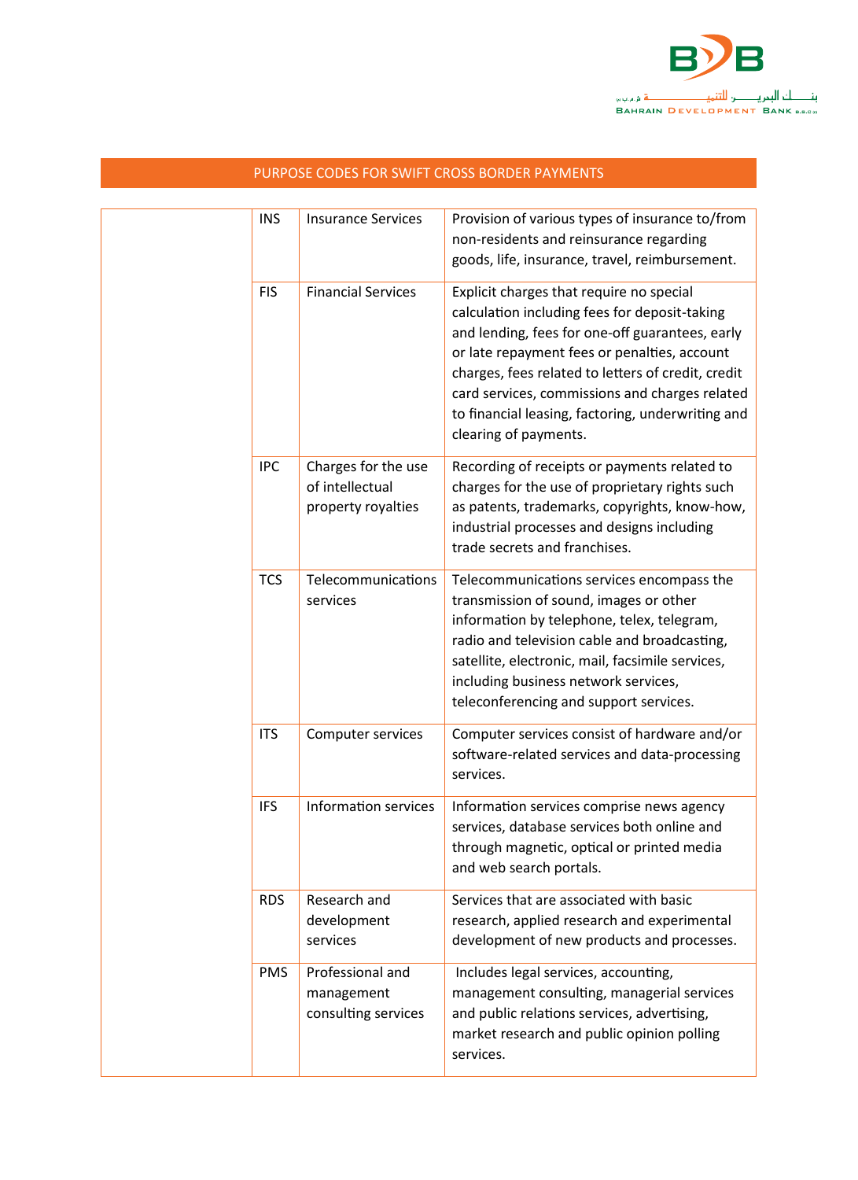PURPOSE CODES FOR SWIFT CROSS BORDER PAYMENTS

| | | | |
|---|---|---|---|
| | INS | Insurance Services | Provision of various types of insurance to/from non-residents and reinsurance regarding goods, life, insurance, travel, reimbursement. |
| | FIS | Financial Services | Explicit charges that require no special calculation including fees for deposit-taking and lending, fees for one-off guarantees, early or late repayment fees or penalties, account charges, fees related to letters of credit, credit card services, commissions and charges related to financial leasing, factoring, underwriting and clearing of payments. |
| | IPC | Charges for the use of intellectual property royalties | Recording of receipts or payments related to charges for the use of proprietary rights such as patents, trademarks, copyrights, know-how, industrial processes and designs including trade secrets and franchises. |
| | TCS | Telecommunications services | Telecommunications services encompass the transmission of sound, images or other information by telephone, telex, telegram, radio and television cable and broadcasting, satellite, electronic, mail, facsimile services, including business network services, teleconferencing and support services. |
| | ITS | Computer services | Computer services consist of hardware and/or software-related services and data-processing services. |
| | IFS | Information services | Information services comprise news agency services, database services both online and through magnetic, optical or printed media and web search portals. |
| | RDS | Research and development services | Services that are associated with basic research, applied research and experimental development of new products and processes. |
| | PMS | Professional and management consulting services | Includes legal services, accounting, management consulting, managerial services and public relations services, advertising, market research and public opinion polling services. |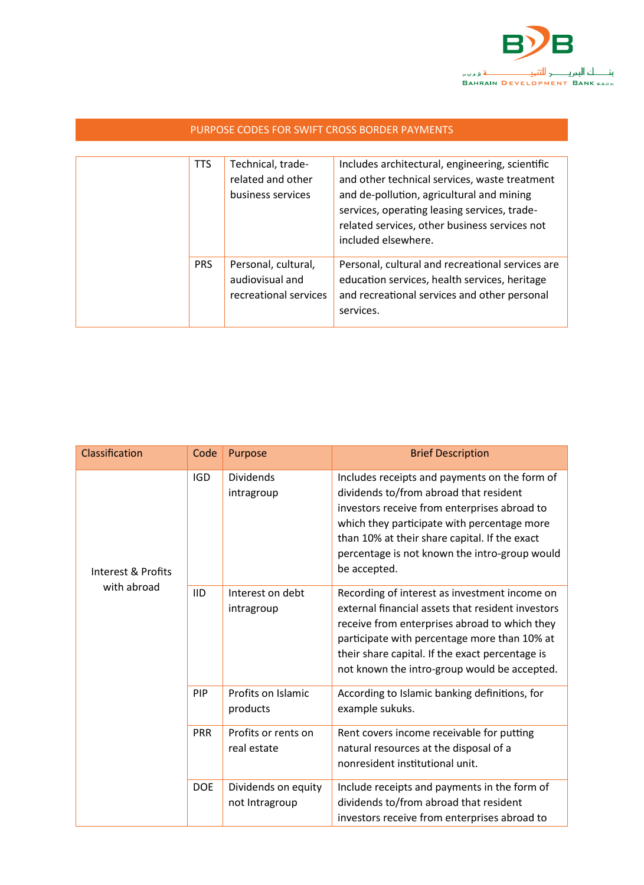## PURPOSE CODES FOR SWIFT CROSS BORDER PAYMENTS

| | | | |
|---|---|---|---|
| | TTS | Technical, trade-related and other business services | Includes architectural, engineering, scientific and other technical services, waste treatment and de-pollution, agricultural and mining services, operating leasing services, trade-related services, other business services not included elsewhere. |
| | PRS | Personal, cultural, audiovisual and recreational services | Personal, cultural and recreational services are education services, health services, heritage and recreational services and other personal services. |

| Classification | Code | Purpose | Brief Description |
|---|---|---|---|
| Interest & Profits with abroad | IGD | Dividends intragroup | Includes receipts and payments on the form of dividends to/from abroad that resident investors receive from enterprises abroad to which they participate with percentage more than 10% at their share capital. If the exact percentage is not known the intro-group would be accepted. |
| | IID | Interest on debt intragroup | Recording of interest as investment income on external financial assets that resident investors receive from enterprises abroad to which they participate with percentage more than 10% at their share capital. If the exact percentage is not known the intro-group would be accepted. |
| | PIP | Profits on Islamic products | According to Islamic banking definitions, for example sukuks. |
| | PRR | Profits or rents on real estate | Rent covers income receivable for putting natural resources at the disposal of a nonresident institutional unit. |
| | DOE | Dividends on equity not Intragroup | Include receipts and payments in the form of dividends to/from abroad that resident investors receive from enterprises abroad to |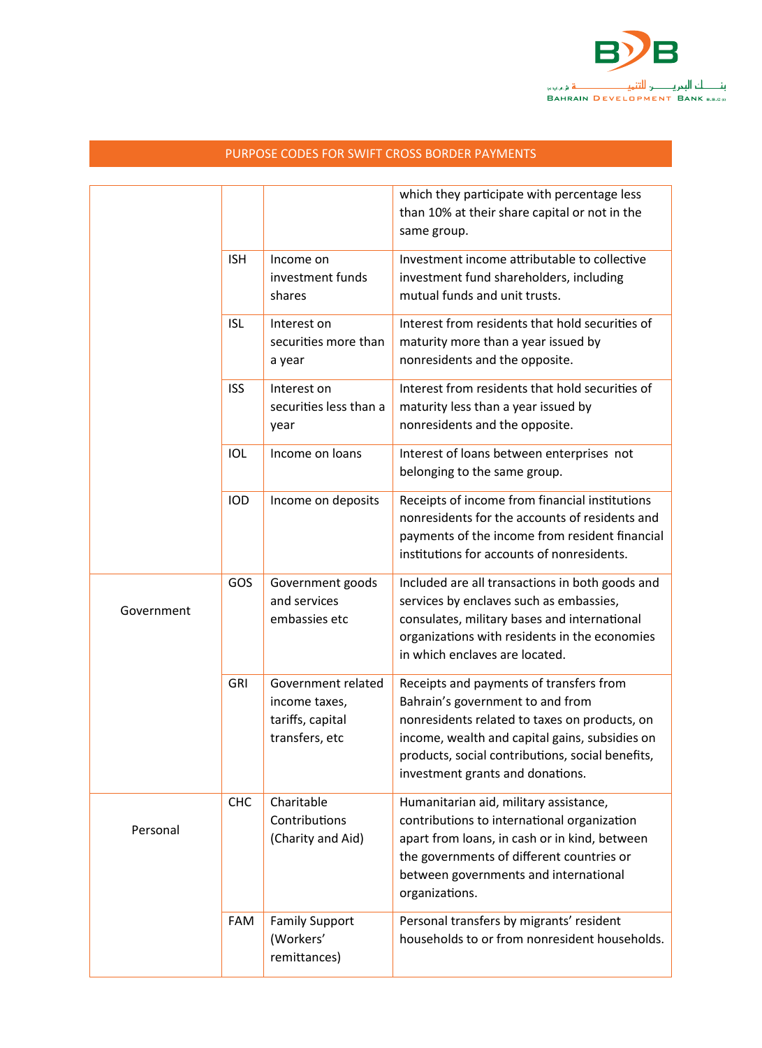PURPOSE CODES FOR SWIFT CROSS BORDER PAYMENTS

| | | | |
|---|---|---|---|
| | | | which they participate with percentage less than 10% at their share capital or not in the same group. |
| | ISH | Income on investment funds shares | Investment income attributable to collective investment fund shareholders, including mutual funds and unit trusts. |
| | ISL | Interest on securities more than a year | Interest from residents that hold securities of maturity more than a year issued by nonresidents and the opposite. |
| | ISS | Interest on securities less than a year | Interest from residents that hold securities of maturity less than a year issued by nonresidents and the opposite. |
| | IOL | Income on loans | Interest of loans between enterprises not belonging to the same group. |
| | IOD | Income on deposits | Receipts of income from financial institutions nonresidents for the accounts of residents and payments of the income from resident financial institutions for accounts of nonresidents. |
| Government | GOS | Government goods and services embassies etc | Included are all transactions in both goods and services by enclaves such as embassies, consulates, military bases and international organizations with residents in the economies in which enclaves are located. |
| | GRI | Government related income taxes, tariffs, capital transfers, etc | Receipts and payments of transfers from Bahrain's government to and from nonresidents related to taxes on products, on income, wealth and capital gains, subsidies on products, social contributions, social benefits, investment grants and donations. |
| Personal | CHC | Charitable Contributions (Charity and Aid) | Humanitarian aid, military assistance, contributions to international organization apart from loans, in cash or in kind, between the governments of different countries or between governments and international organizations. |
| | FAM | Family Support (Workers' remittances) | Personal transfers by migrants' resident households to or from nonresident households. |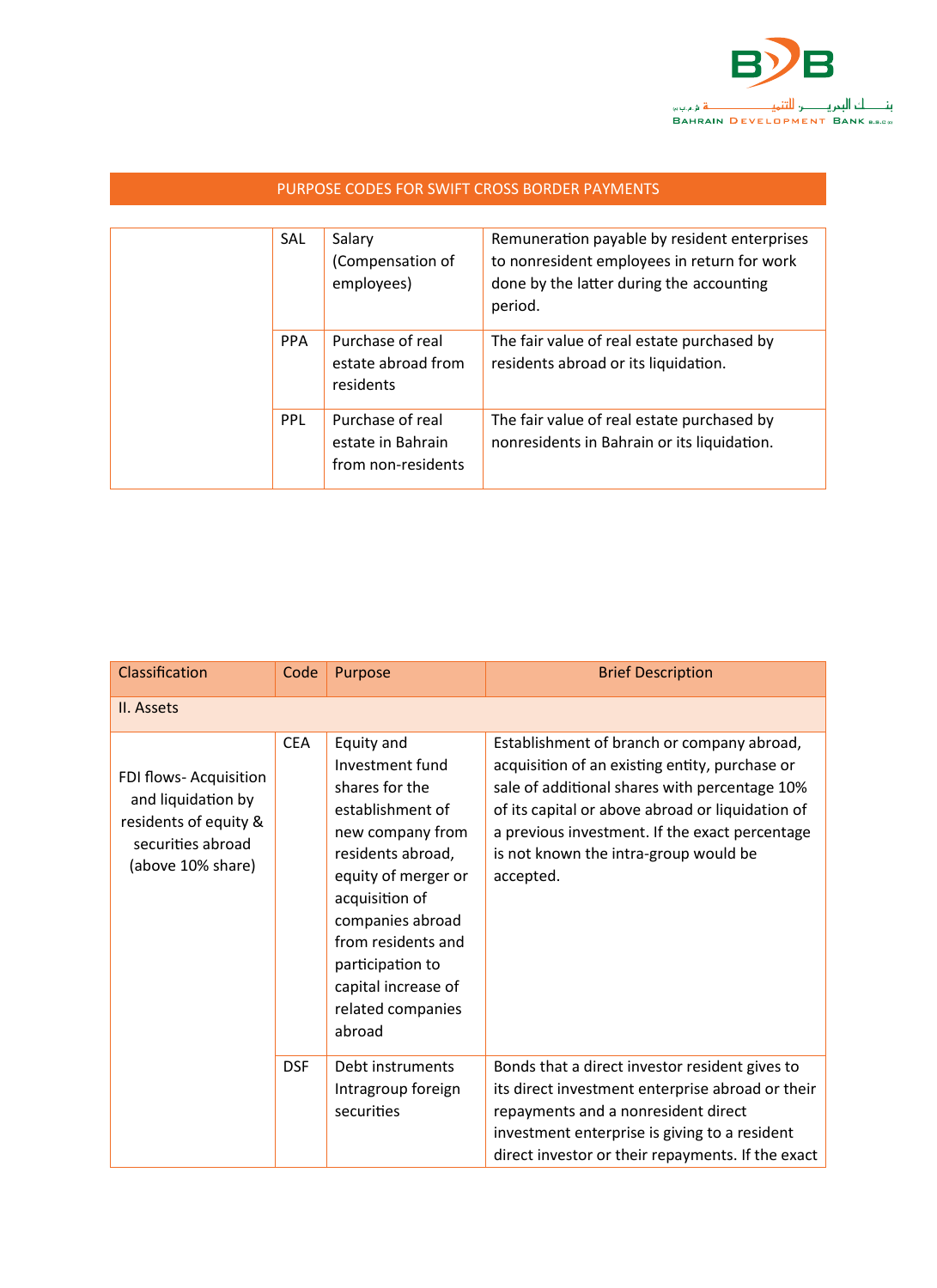## PURPOSE CODES FOR SWIFT CROSS BORDER PAYMENTS

| | | | |
|---|---|---|---|
| | SAL | Salary (Compensation of employees) | Remuneration payable by resident enterprises to nonresident employees in return for work done by the latter during the accounting period. |
| | PPA | Purchase of real estate abroad from residents | The fair value of real estate purchased by residents abroad or its liquidation. |
| | PPL | Purchase of real estate in Bahrain from non-residents | The fair value of real estate purchased by nonresidents in Bahrain or its liquidation. |

| Classification | Code | Purpose | Brief Description |
|---|---|---|---|
| II. Assets | | | |
| FDI flows- Acquisition and liquidation by residents of equity & securities abroad (above 10% share) | CEA | Equity and Investment fund shares for the establishment of new company from residents abroad, equity of merger or acquisition of companies abroad from residents and participation to capital increase of related companies abroad | Establishment of branch or company abroad, acquisition of an existing entity, purchase or sale of additional shares with percentage 10% of its capital or above abroad or liquidation of a previous investment. If the exact percentage is not known the intra-group would be accepted. |
| | DSF | Debt instruments Intragroup foreign securities | Bonds that a direct investor resident gives to its direct investment enterprise abroad or their repayments and a nonresident direct investment enterprise is giving to a resident direct investor or their repayments. If the exact |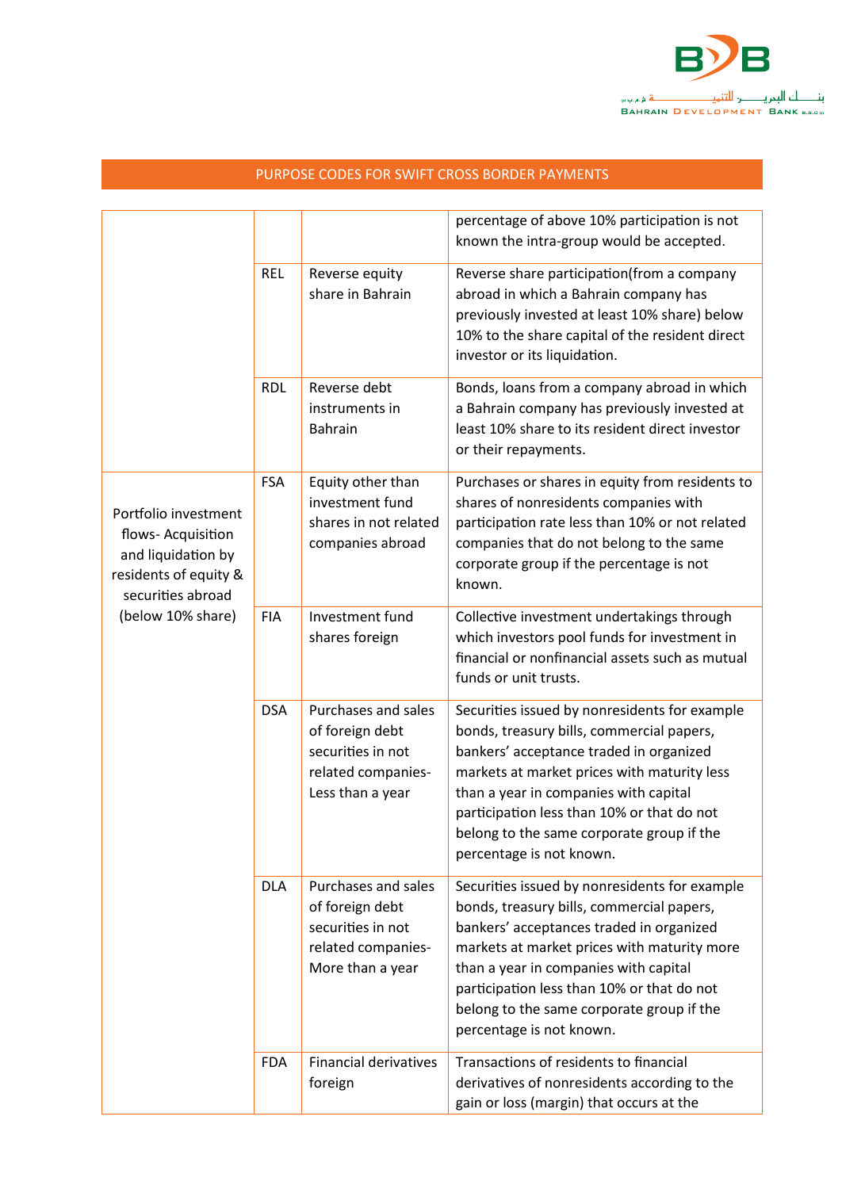## PURPOSE CODES FOR SWIFT CROSS BORDER PAYMENTS

| | | | |
|---|---|---|---|
| | | | percentage of above 10% participation is not known the intra-group would be accepted. |
| | REL | Reverse equity share in Bahrain | Reverse share participation(from a company abroad in which a Bahrain company has previously invested at least 10% share) below 10% to the share capital of the resident direct investor or its liquidation. |
| | RDL | Reverse debt instruments in Bahrain | Bonds, loans from a company abroad in which a Bahrain company has previously invested at least 10% share to its resident direct investor or their repayments. |
| Portfolio investment flows- Acquisition and liquidation by residents of equity & securities abroad (below 10% share) | FSA | Equity other than investment fund shares in not related companies abroad | Purchases or shares in equity from residents to shares of nonresidents companies with participation rate less than 10% or not related companies that do not belong to the same corporate group if the percentage is not known. |
| | FIA | Investment fund shares foreign | Collective investment undertakings through which investors pool funds for investment in financial or nonfinancial assets such as mutual funds or unit trusts. |
| | DSA | Purchases and sales of foreign debt securities in not related companies- Less than a year | Securities issued by nonresidents for example bonds, treasury bills, commercial papers, bankers' acceptance traded in organized markets at market prices with maturity less than a year in companies with capital participation less than 10% or that do not belong to the same corporate group if the percentage is not known. |
| | DLA | Purchases and sales of foreign debt securities in not related companies- More than a year | Securities issued by nonresidents for example bonds, treasury bills, commercial papers, bankers' acceptances traded in organized markets at market prices with maturity more than a year in companies with capital participation less than 10% or that do not belong to the same corporate group if the percentage is not known. |
| | FDA | Financial derivatives foreign | Transactions of residents to financial derivatives of nonresidents according to the gain or loss (margin) that occurs at the |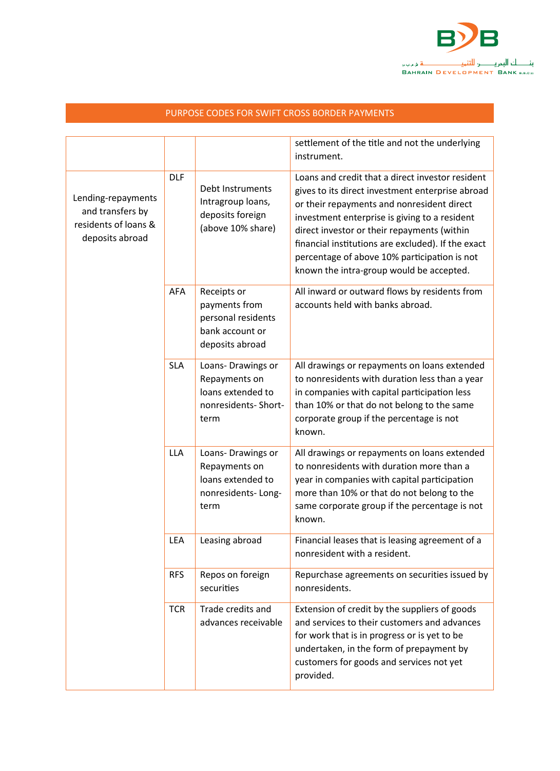PURPOSE CODES FOR SWIFT CROSS BORDER PAYMENTS

| | | | |
|---|---|---|---|
| | | | settlement of the title and not the underlying instrument. |
| Lending-repayments and transfers by residents of loans & deposits abroad | DLF | Debt Instruments Intragroup loans, deposits foreign (above 10% share) | Loans and credit that a direct investor resident gives to its direct investment enterprise abroad or their repayments and nonresident direct investment enterprise is giving to a resident direct investor or their repayments (within financial institutions are excluded). If the exact percentage of above 10% participation is not known the intra-group would be accepted. |
| | AFA | Receipts or payments from personal residents bank account or deposits abroad | All inward or outward flows by residents from accounts held with banks abroad. |
| | SLA | Loans- Drawings or Repayments on loans extended to nonresidents- Short-term | All drawings or repayments on loans extended to nonresidents with duration less than a year in companies with capital participation less than 10% or that do not belong to the same corporate group if the percentage is not known. |
| | LLA | Loans- Drawings or Repayments on loans extended to nonresidents- Long-term | All drawings or repayments on loans extended to nonresidents with duration more than a year in companies with capital participation more than 10% or that do not belong to the same corporate group if the percentage is not known. |
| | LEA | Leasing abroad | Financial leases that is leasing agreement of a nonresident with a resident. |
| | RFS | Repos on foreign securities | Repurchase agreements on securities issued by nonresidents. |
| | TCR | Trade credits and advances receivable | Extension of credit by the suppliers of goods and services to their customers and advances for work that is in progress or is yet to be undertaken, in the form of prepayment by customers for goods and services not yet provided. |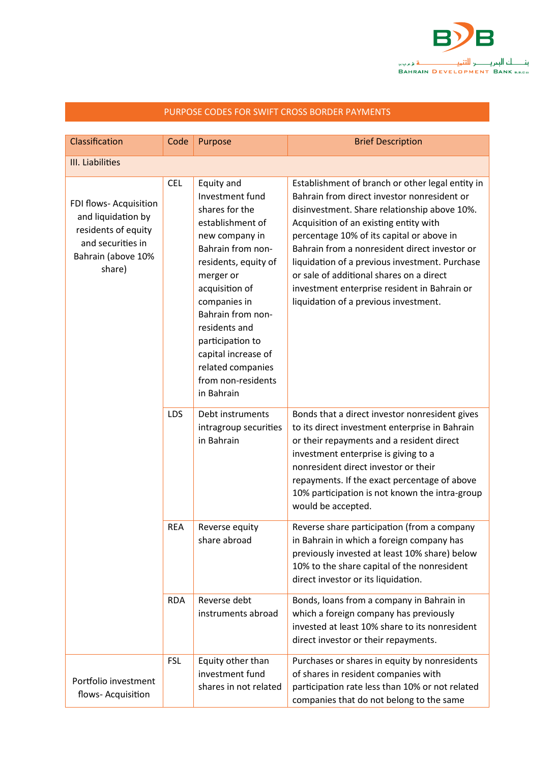## PURPOSE CODES FOR SWIFT CROSS BORDER PAYMENTS

| Classification | Code | Purpose | Brief Description |
| --- | --- | --- | --- |
| III. Liabilities | | | |
| FDI flows- Acquisition and liquidation by residents of equity and securities in Bahrain (above 10% share) | CEL | Equity and Investment fund shares for the establishment of new company in Bahrain from non-residents, equity of merger or acquisition of companies in Bahrain from non-residents and participation to capital increase of related companies from non-residents in Bahrain | Establishment of branch or other legal entity in Bahrain from direct investor nonresident or disinvestment. Share relationship above 10%. Acquisition of an existing entity with percentage 10% of its capital or above in Bahrain from a nonresident direct investor or liquidation of a previous investment. Purchase or sale of additional shares on a direct investment enterprise resident in Bahrain or liquidation of a previous investment. |
| | LDS | Debt instruments intragroup securities in Bahrain | Bonds that a direct investor nonresident gives to its direct investment enterprise in Bahrain or their repayments and a resident direct investment enterprise is giving to a nonresident direct investor or their repayments. If the exact percentage of above 10% participation is not known the intra-group would be accepted. |
| | REA | Reverse equity share abroad | Reverse share participation (from a company in Bahrain in which a foreign company has previously invested at least 10% share) below 10% to the share capital of the nonresident direct investor or its liquidation. |
| | RDA | Reverse debt instruments abroad | Bonds, loans from a company in Bahrain in which a foreign company has previously invested at least 10% share to its nonresident direct investor or their repayments. |
| Portfolio investment flows- Acquisition | FSL | Equity other than investment fund shares in not related | Purchases or shares in equity by nonresidents of shares in resident companies with participation rate less than 10% or not related companies that do not belong to the same |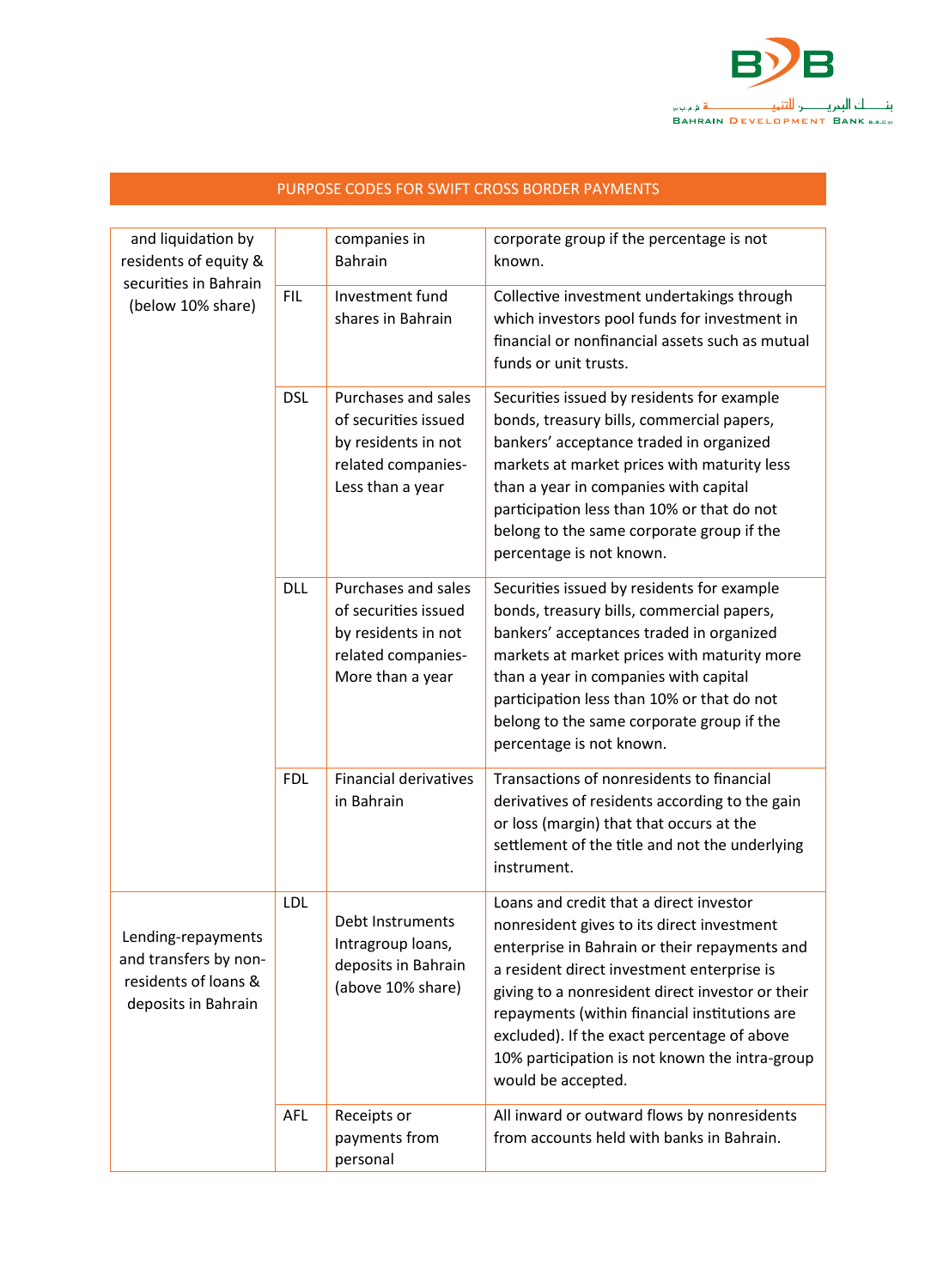## PURPOSE CODES FOR SWIFT CROSS BORDER PAYMENTS

| | | | |
|---|---|---|---|
| and liquidation by residents of equity & securities in Bahrain (below 10% share) | | companies in Bahrain | corporate group if the percentage is not known. |
| | FIL | Investment fund shares in Bahrain | Collective investment undertakings through which investors pool funds for investment in financial or nonfinancial assets such as mutual funds or unit trusts. |
| | DSL | Purchases and sales of securities issued by residents in not related companies- Less than a year | Securities issued by residents for example bonds, treasury bills, commercial papers, bankers' acceptance traded in organized markets at market prices with maturity less than a year in companies with capital participation less than 10% or that do not belong to the same corporate group if the percentage is not known. |
| | DLL | Purchases and sales of securities issued by residents in not related companies- More than a year | Securities issued by residents for example bonds, treasury bills, commercial papers, bankers' acceptances traded in organized markets at market prices with maturity more than a year in companies with capital participation less than 10% or that do not belong to the same corporate group if the percentage is not known. |
| | FDL | Financial derivatives in Bahrain | Transactions of nonresidents to financial derivatives of residents according to the gain or loss (margin) that that occurs at the settlement of the title and not the underlying instrument. |
| Lending-repayments and transfers by non-residents of loans & deposits in Bahrain | LDL | Debt Instruments Intragroup loans, deposits in Bahrain (above 10% share) | Loans and credit that a direct investor nonresident gives to its direct investment enterprise in Bahrain or their repayments and a resident direct investment enterprise is giving to a nonresident direct investor or their repayments (within financial institutions are excluded). If the exact percentage of above 10% participation is not known the intra-group would be accepted. |
| | AFL | Receipts or payments from personal | All inward or outward flows by nonresidents from accounts held with banks in Bahrain. |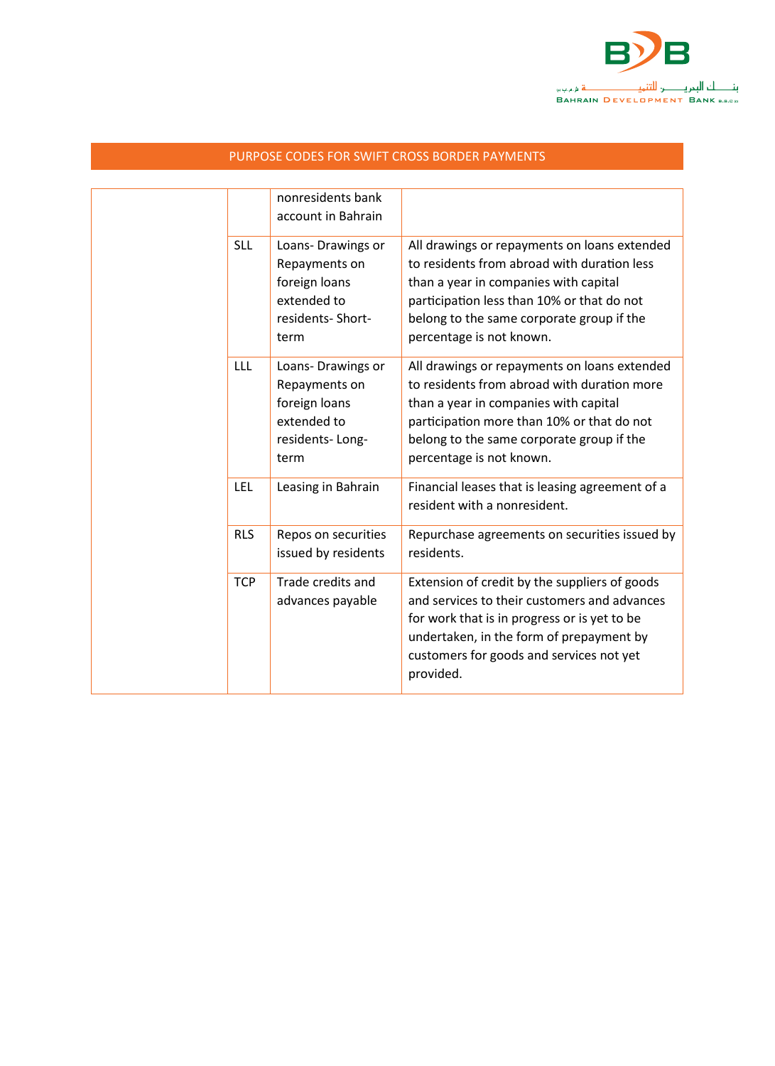PURPOSE CODES FOR SWIFT CROSS BORDER PAYMENTS

| | | | |
|---|---|---|---|
| | | nonresidents bank account in Bahrain | |
| | SLL | Loans- Drawings or Repayments on foreign loans extended to residents- Short-term | All drawings or repayments on loans extended to residents from abroad with duration less than a year in companies with capital participation less than 10% or that do not belong to the same corporate group if the percentage is not known. |
| | LLL | Loans- Drawings or Repayments on foreign loans extended to residents- Long-term | All drawings or repayments on loans extended to residents from abroad with duration more than a year in companies with capital participation more than 10% or that do not belong to the same corporate group if the percentage is not known. |
| | LEL | Leasing in Bahrain | Financial leases that is leasing agreement of a resident with a nonresident. |
| | RLS | Repos on securities issued by residents | Repurchase agreements on securities issued by residents. |
| | TCP | Trade credits and advances payable | Extension of credit by the suppliers of goods and services to their customers and advances for work that is in progress or is yet to be undertaken, in the form of prepayment by customers for goods and services not yet provided. |